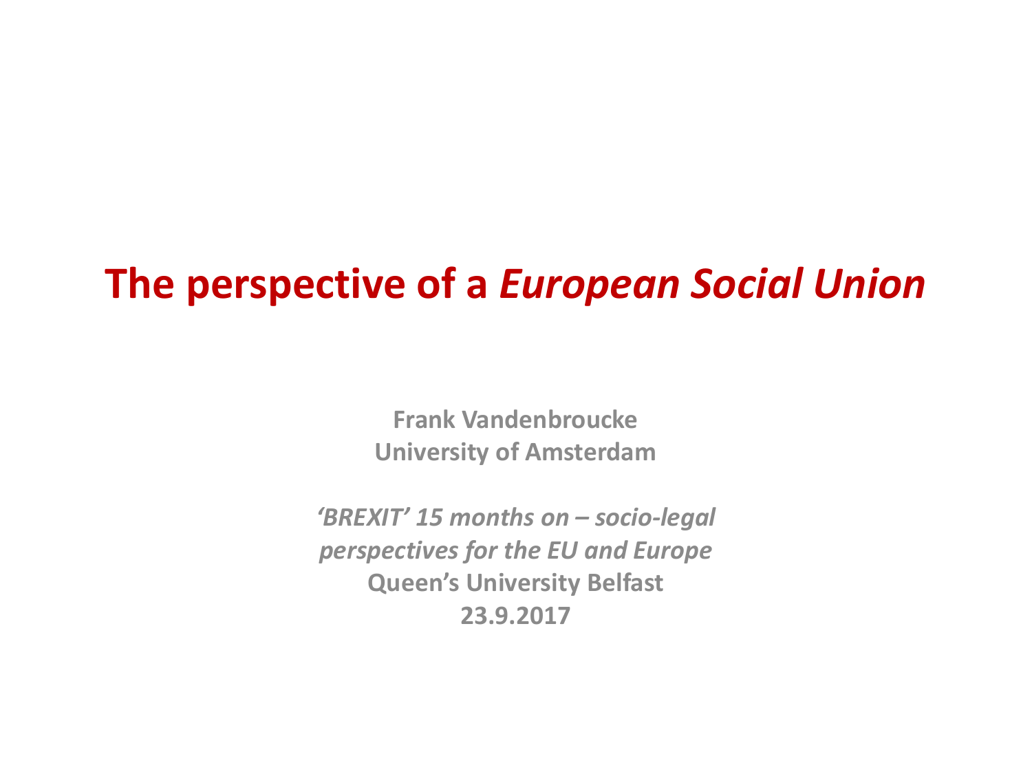# The perspective of a *European Social Union*

**Frank Vandenbroucke**
**University of Amsterdam**

***'BREXIT' 15 months on – socio-legal perspectives for the EU and Europe***
**Queen's University Belfast**
**23.9.2017**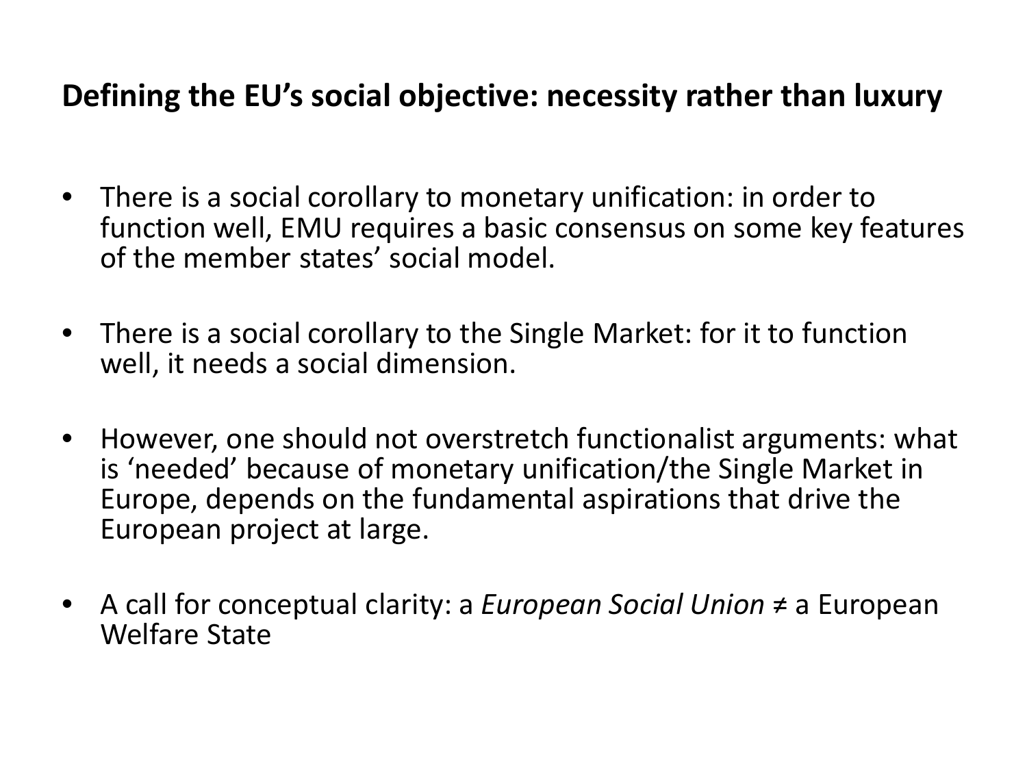**Defining the EU's social objective: necessity rather than luxury**

- There is a social corollary to monetary unification: in order to function well, EMU requires a basic consensus on some key features of the member states' social model.

- There is a social corollary to the Single Market: for it to function well, it needs a social dimension.

- However, one should not overstretch functionalist arguments: what is 'needed' because of monetary unification/the Single Market in Europe, depends on the fundamental aspirations that drive the European project at large.

- A call for conceptual clarity: a *European Social Union* ≠ a European Welfare State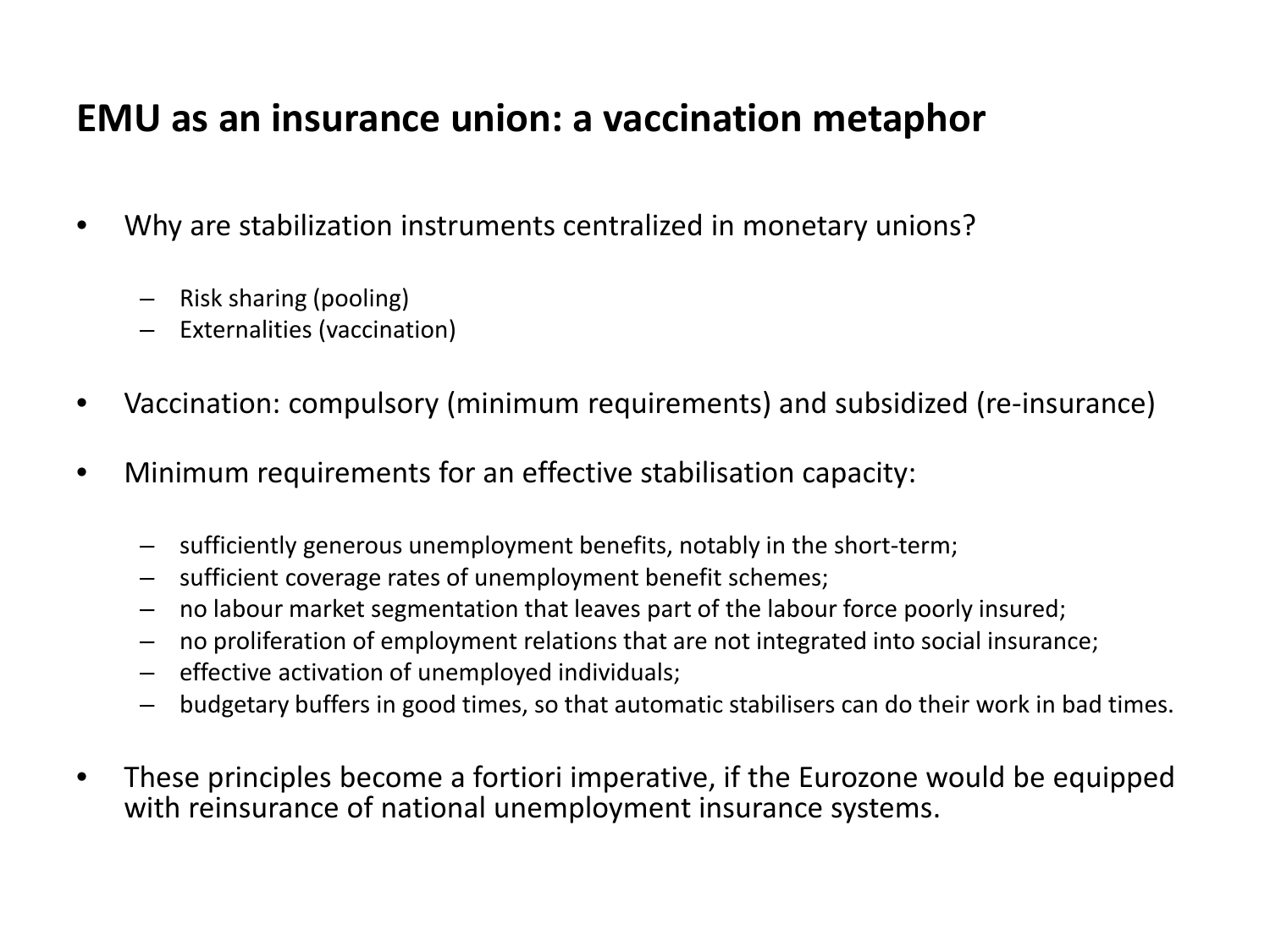## EMU as an insurance union: a vaccination metaphor

- Why are stabilization instruments centralized in monetary unions?
  - Risk sharing (pooling)
  - Externalities (vaccination)
- Vaccination: compulsory (minimum requirements) and subsidized (re-insurance)
- Minimum requirements for an effective stabilisation capacity:
  - sufficiently generous unemployment benefits, notably in the short-term;
  - sufficient coverage rates of unemployment benefit schemes;
  - no labour market segmentation that leaves part of the labour force poorly insured;
  - no proliferation of employment relations that are not integrated into social insurance;
  - effective activation of unemployed individuals;
  - budgetary buffers in good times, so that automatic stabilisers can do their work in bad times.
- These principles become a fortiori imperative, if the Eurozone would be equipped with reinsurance of national unemployment insurance systems.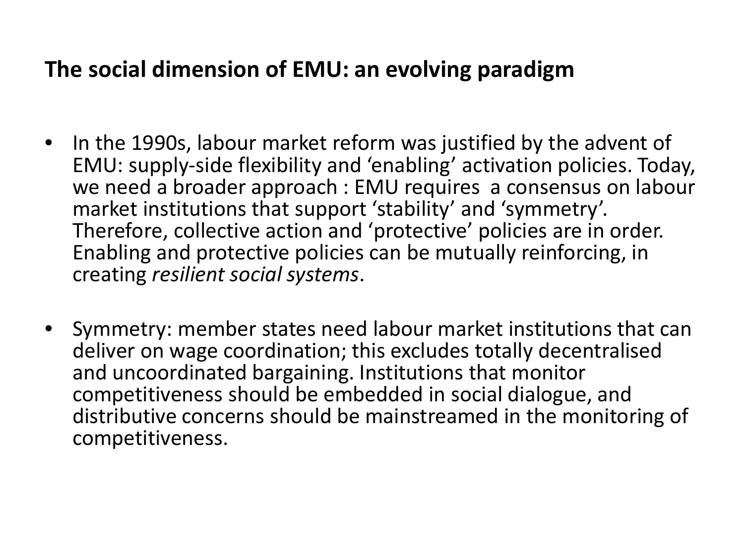## The social dimension of EMU: an evolving paradigm

- In the 1990s, labour market reform was justified by the advent of EMU: supply-side flexibility and 'enabling' activation policies. Today, we need a broader approach : EMU requires a consensus on labour market institutions that support 'stability' and 'symmetry'. Therefore, collective action and 'protective' policies are in order. Enabling and protective policies can be mutually reinforcing, in creating *resilient social systems*.
- Symmetry: member states need labour market institutions that can deliver on wage coordination; this excludes totally decentralised and uncoordinated bargaining. Institutions that monitor competitiveness should be embedded in social dialogue, and distributive concerns should be mainstreamed in the monitoring of competitiveness.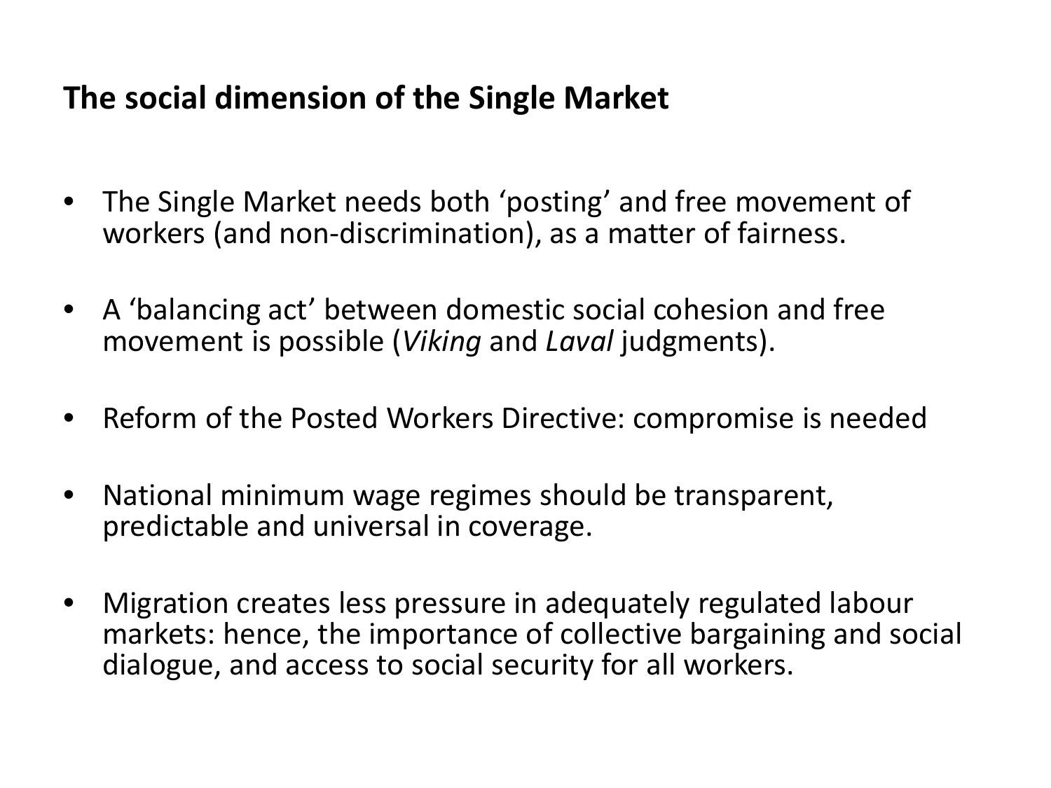## The social dimension of the Single Market

- The Single Market needs both ‘posting’ and free movement of workers (and non-discrimination), as a matter of fairness.
- A ‘balancing act’ between domestic social cohesion and free movement is possible (*Viking* and *Laval* judgments).
- Reform of the Posted Workers Directive: compromise is needed
- National minimum wage regimes should be transparent, predictable and universal in coverage.
- Migration creates less pressure in adequately regulated labour markets: hence, the importance of collective bargaining and social dialogue, and access to social security for all workers.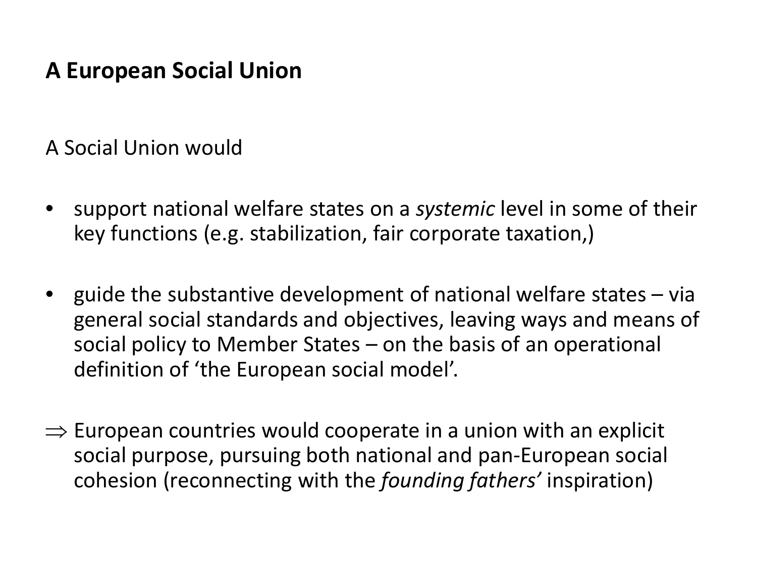## A European Social Union

A Social Union would

- support national welfare states on a *systemic* level in some of their key functions (e.g. stabilization, fair corporate taxation,)
- guide the substantive development of national welfare states – via general social standards and objectives, leaving ways and means of social policy to Member States – on the basis of an operational definition of 'the European social model'.

$\Rightarrow$ European countries would cooperate in a union with an explicit social purpose, pursuing both national and pan-European social cohesion (reconnecting with the *founding fathers'* inspiration)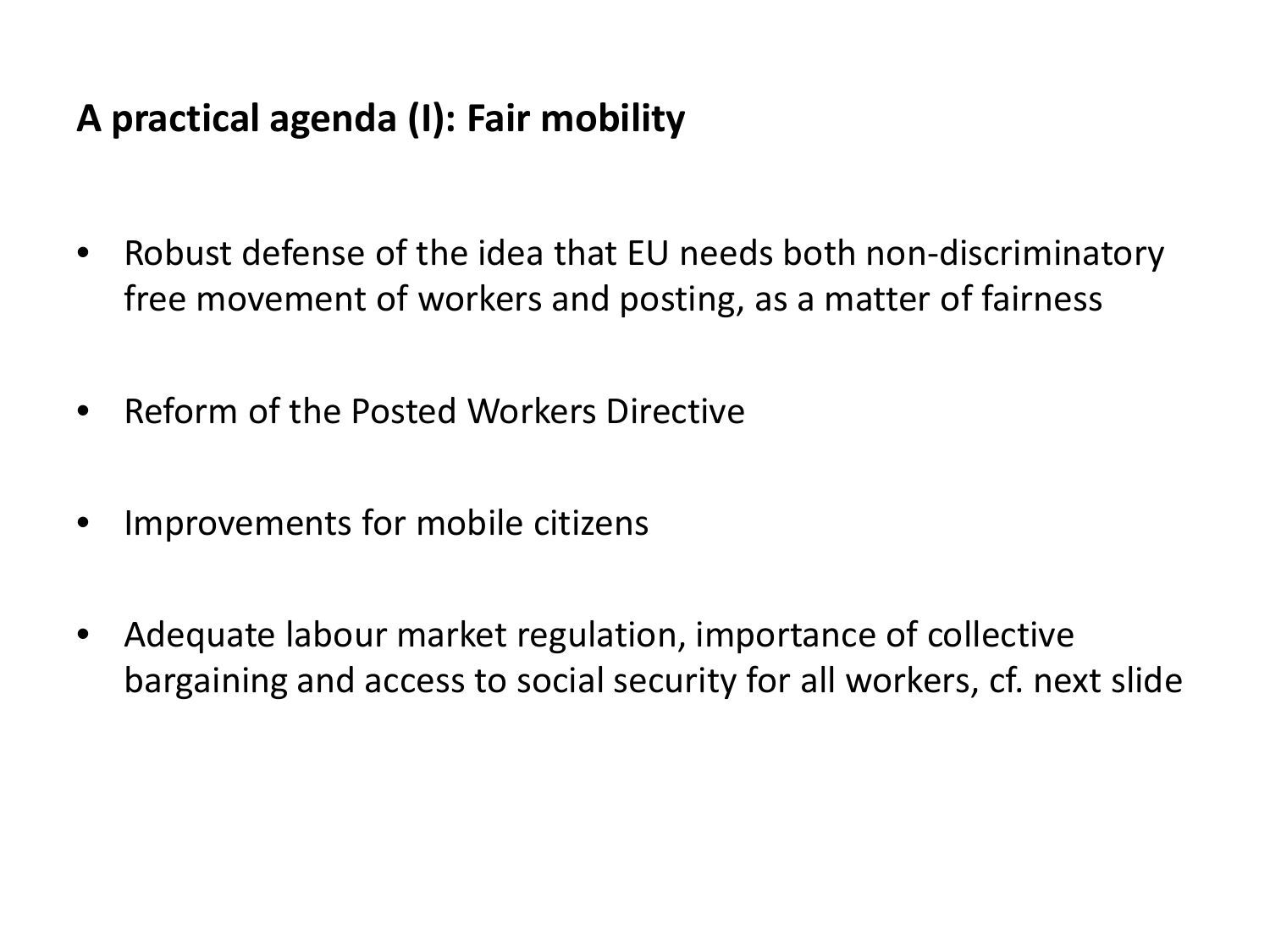## A practical agenda (I): Fair mobility

- Robust defense of the idea that EU needs both non-discriminatory free movement of workers and posting, as a matter of fairness
- Reform of the Posted Workers Directive
- Improvements for mobile citizens
- Adequate labour market regulation, importance of collective bargaining and access to social security for all workers, cf. next slide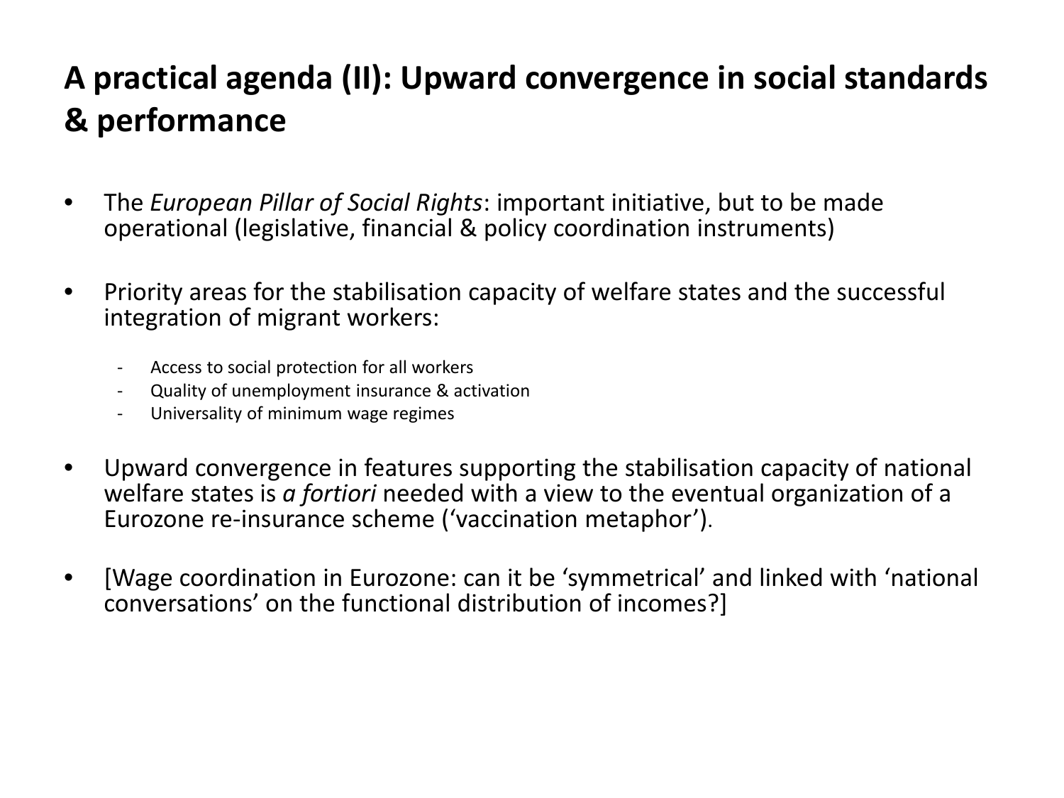# A practical agenda (II): Upward convergence in social standards & performance

- The *European Pillar of Social Rights*: important initiative, but to be made operational (legislative, financial & policy coordination instruments)

- Priority areas for the stabilisation capacity of welfare states and the successful integration of migrant workers:

  - Access to social protection for all workers
  - Quality of unemployment insurance & activation
  - Universality of minimum wage regimes

- Upward convergence in features supporting the stabilisation capacity of national welfare states is *a fortiori* needed with a view to the eventual organization of a Eurozone re-insurance scheme ('vaccination metaphor').

- [Wage coordination in Eurozone: can it be 'symmetrical' and linked with 'national conversations' on the functional distribution of incomes?]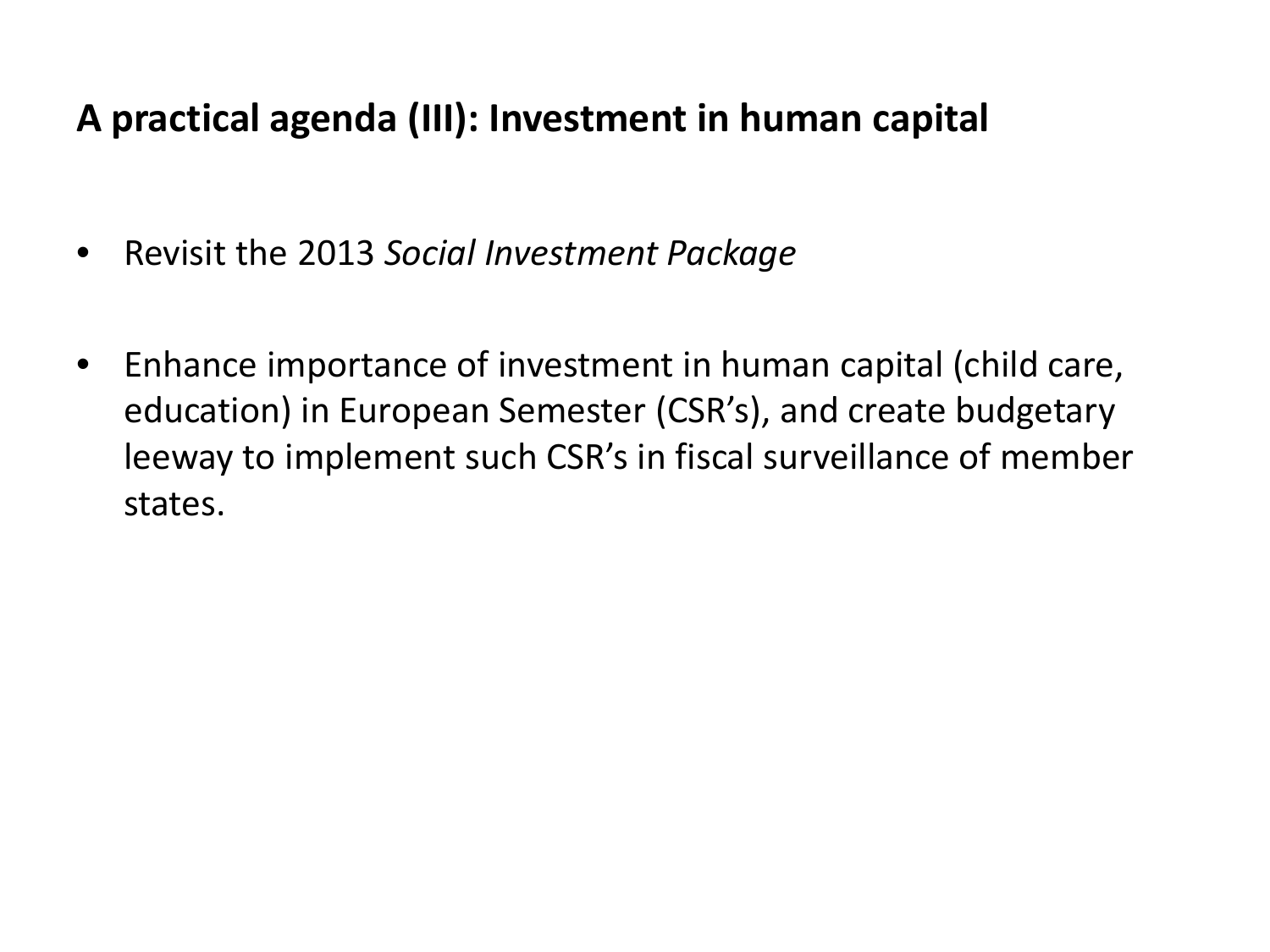## A practical agenda (III): Investment in human capital

- Revisit the 2013 *Social Investment Package*
- Enhance importance of investment in human capital (child care, education) in European Semester (CSR's), and create budgetary leeway to implement such CSR's in fiscal surveillance of member states.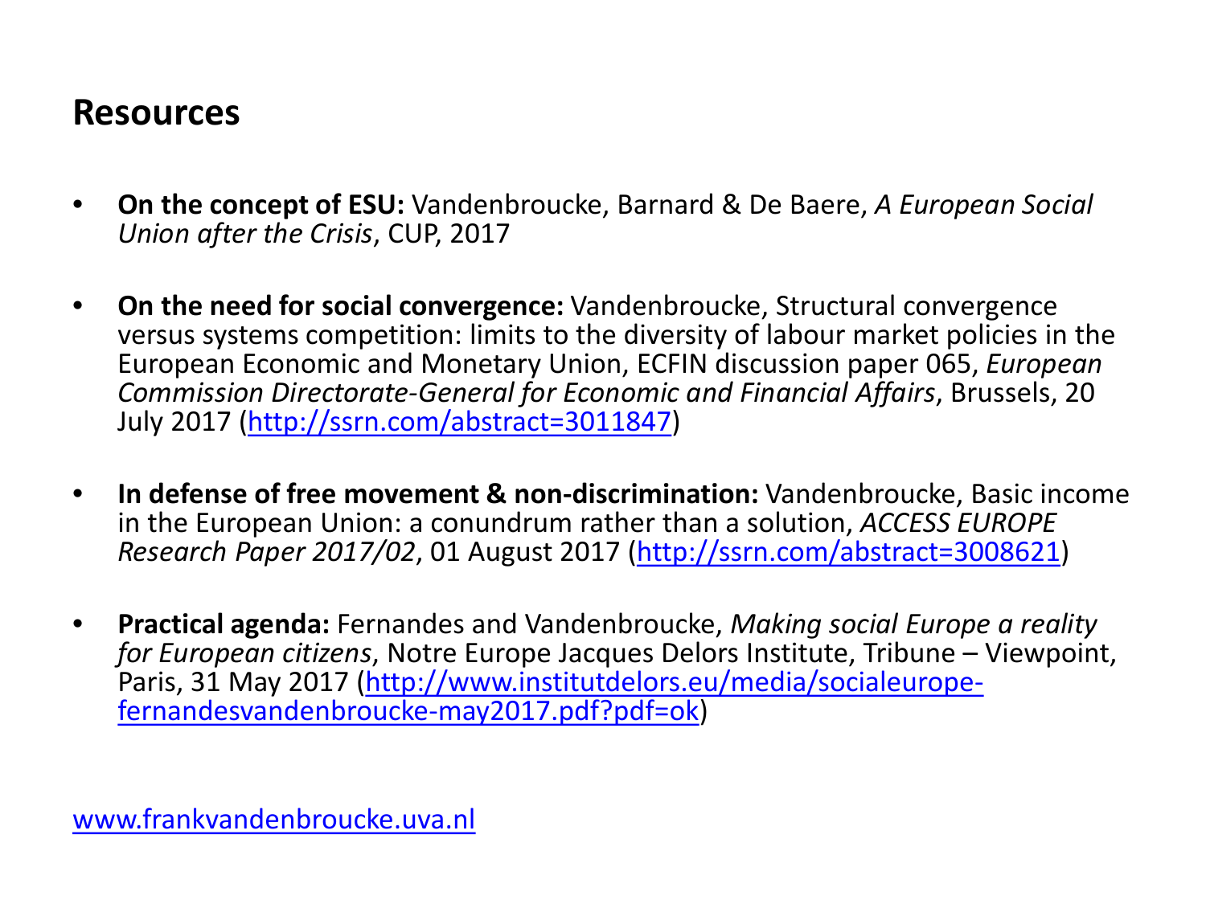# Resources

- **On the concept of ESU:** Vandenbroucke, Barnard & De Baere, *A European Social Union after the Crisis*, CUP, 2017

- **On the need for social convergence:** Vandenbroucke, Structural convergence versus systems competition: limits to the diversity of labour market policies in the European Economic and Monetary Union, ECFIN discussion paper 065, *European Commission Directorate-General for Economic and Financial Affairs*, Brussels, 20 July 2017 ([http://ssrn.com/abstract=3011847](http://ssrn.com/abstract=3011847))

- **In defense of free movement & non-discrimination:** Vandenbroucke, Basic income in the European Union: a conundrum rather than a solution, *ACCESS EUROPE Research Paper 2017/02*, 01 August 2017 ([http://ssrn.com/abstract=3008621](http://ssrn.com/abstract=3008621))

- **Practical agenda:** Fernandes and Vandenbroucke, *Making social Europe a reality for European citizens*, Notre Europe Jacques Delors Institute, Tribune – Viewpoint, Paris, 31 May 2017 ([http://www.institutdelors.eu/media/socialeurope-fernandesvandenbroucke-may2017.pdf?pdf=ok](http://www.institutdelors.eu/media/socialeurope-fernandesvandenbroucke-may2017.pdf?pdf=ok))

[www.frankvandenbroucke.uva.nl](http://www.frankvandenbroucke.uva.nl)